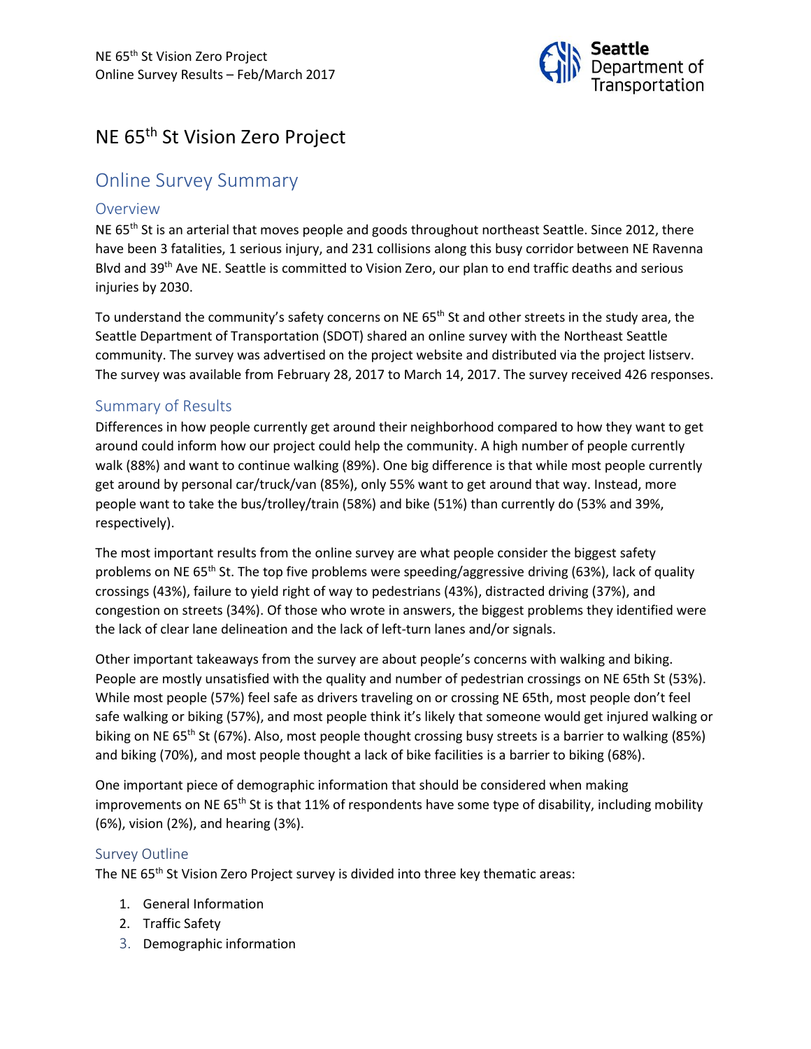# NE 65th St Vision Zero Project

## Online Survey Summary

### Overview

NE 65th St is an arterial that moves people and goods throughout northeast Seattle. Since 2012, there have been 3 fatalities, 1 serious injury, and 231 collisions along this busy corridor between NE Ravenna Blvd and 39th Ave NE. Seattle is committed to Vision Zero, our plan to end traffic deaths and serious injuries by 2030.

To understand the community's safety concerns on NE 65th St and other streets in the study area, the Seattle Department of Transportation (SDOT) shared an online survey with the Northeast Seattle community. The survey was advertised on the project website and distributed via the project listserv. The survey was available from February 28, 2017 to March 14, 2017. The survey received 426 responses.

### Summary of Results

Differences in how people currently get around their neighborhood compared to how they want to get around could inform how our project could help the community. A high number of people currently walk (88%) and want to continue walking (89%). One big difference is that while most people currently get around by personal car/truck/van (85%), only 55% want to get around that way. Instead, more people want to take the bus/trolley/train (58%) and bike (51%) than currently do (53% and 39%, respectively).

The most important results from the online survey are what people consider the biggest safety problems on NE 65th St. The top five problems were speeding/aggressive driving (63%), lack of quality crossings (43%), failure to yield right of way to pedestrians (43%), distracted driving (37%), and congestion on streets (34%). Of those who wrote in answers, the biggest problems they identified were the lack of clear lane delineation and the lack of left-turn lanes and/or signals.

Other important takeaways from the survey are about people's concerns with walking and biking. People are mostly unsatisfied with the quality and number of pedestrian crossings on NE 65th St (53%). While most people (57%) feel safe as drivers traveling on or crossing NE 65th, most people don't feel safe walking or biking (57%), and most people think it's likely that someone would get injured walking or biking on NE 65th St (67%). Also, most people thought crossing busy streets is a barrier to walking (85%) and biking (70%), and most people thought a lack of bike facilities is a barrier to biking (68%).

One important piece of demographic information that should be considered when making improvements on NE 65th St is that 11% of respondents have some type of disability, including mobility (6%), vision (2%), and hearing (3%).

### Survey Outline

The NE 65th St Vision Zero Project survey is divided into three key thematic areas:

1. General Information
2. Traffic Safety
3. Demographic information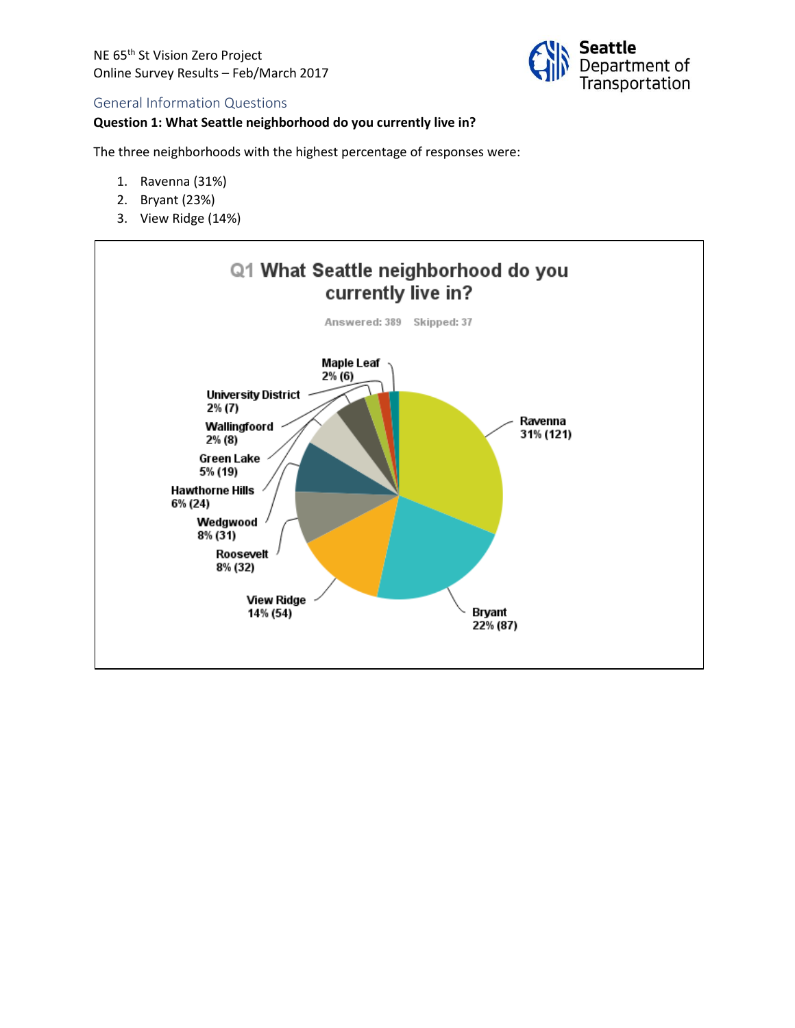## General Information Questions

**Question 1: What Seattle neighborhood do you currently live in?**

The three neighborhoods with the highest percentage of responses were:

1. Ravenna (31%)
2. Bryant (23%)
3. View Ridge (14%)

Q1 What Seattle neighborhood do you currently live in?

Answered: 389 Skipped: 37

Maple Leaf 2% (6)

University District 2% (7)

Wallingfoord 2% (8)

Green Lake 5% (19)

Hawthorne Hills 6% (24)

Wedgwood 8% (31)

Roosevelt 8% (32)

View Ridge 14% (54)

Bryant 22% (87)

Ravenna 31% (121)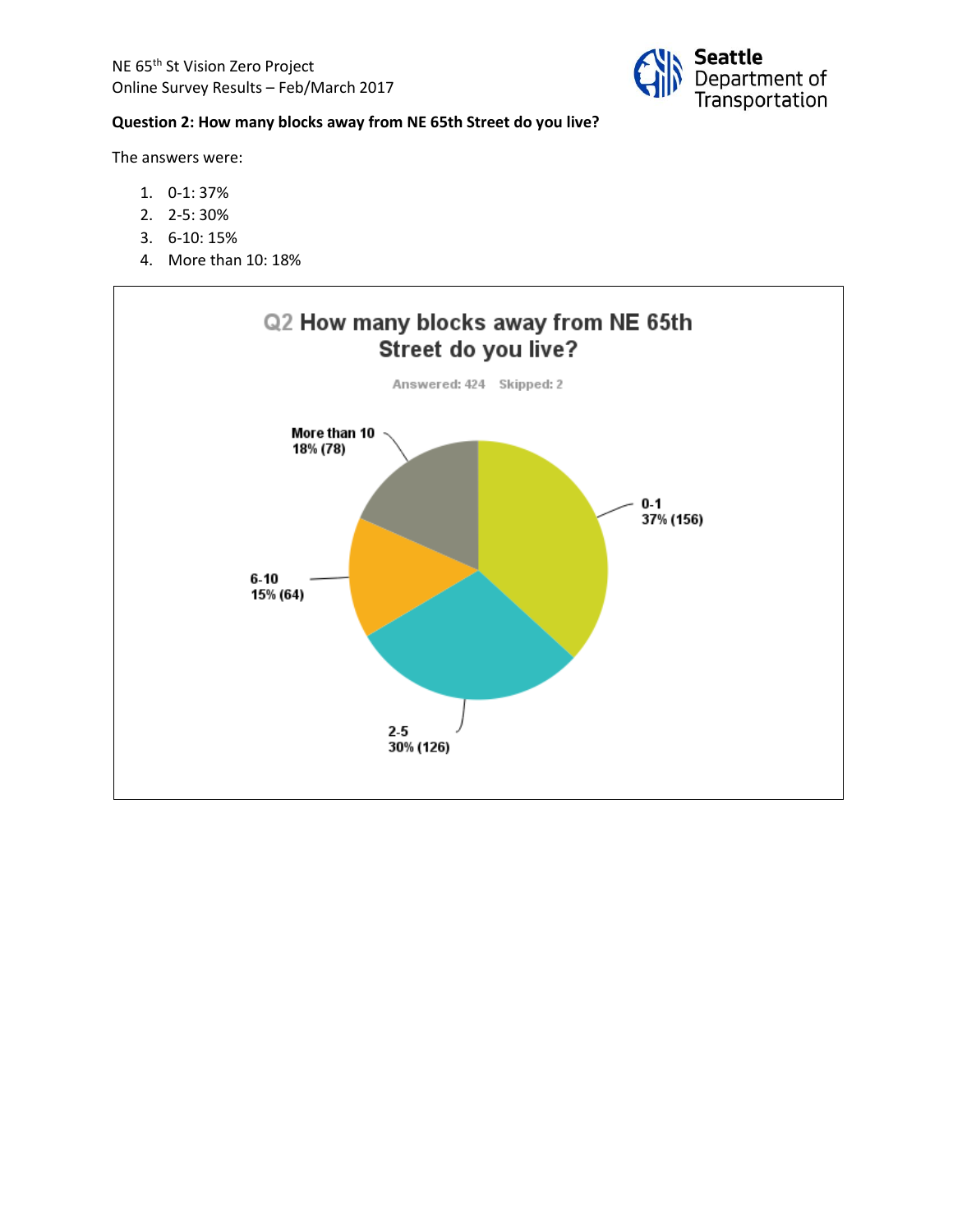**Question 2: How many blocks away from NE 65th Street do you live?**

The answers were:

1. 0-1: 37%
2. 2-5: 30%
3. 6-10: 15%
4. More than 10: 18%

**Q2 How many blocks away from NE 65th Street do you live?**

Answered: 424 Skipped: 2

| Answer | Percentage | Count |
|---|---|---|
| 0-1 | 37% | 156 |
| 2-5 | 30% | 126 |
| 6-10 | 15% | 64 |
| More than 10 | 18% | 78 |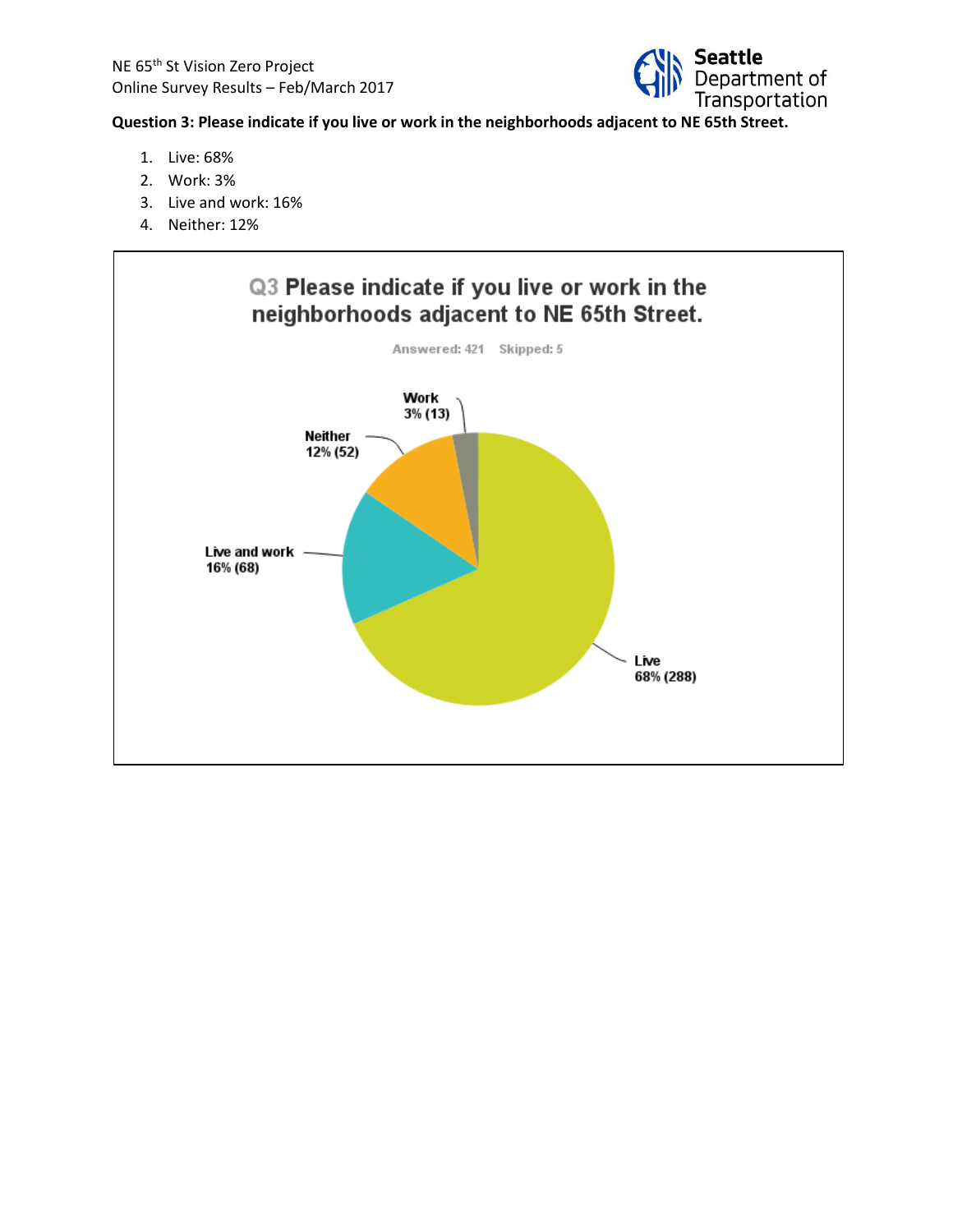**Question 3: Please indicate if you live or work in the neighborhoods adjacent to NE 65th Street.**

1. Live: 68%
2. Work: 3%
3. Live and work: 16%
4. Neither: 12%

Q3 Please indicate if you live or work in the neighborhoods adjacent to NE 65th Street.

Answered: 421 Skipped: 5

Work
3% (13)

Neither
12% (52)

Live and work
16% (68)

Live
68% (288)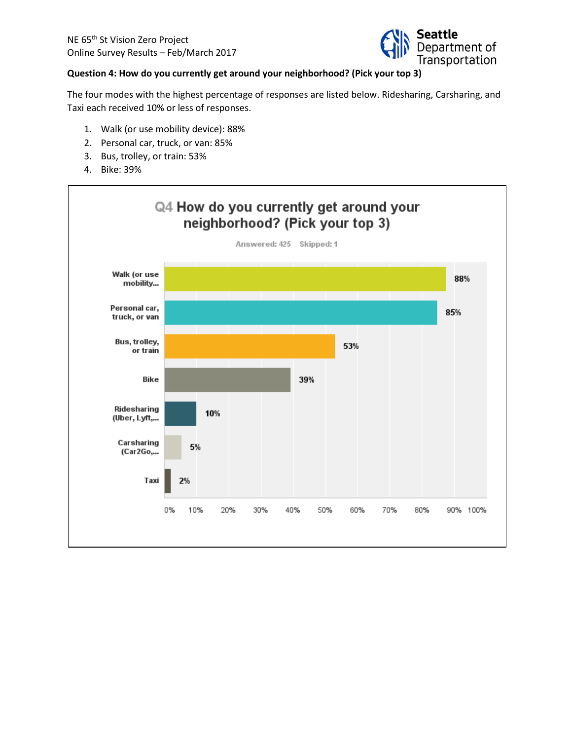**Question 4: How do you currently get around your neighborhood? (Pick your top 3)**

The four modes with the highest percentage of responses are listed below. Ridesharing, Carsharing, and Taxi each received 10% or less of responses.

1. Walk (or use mobility device): 88%
2. Personal car, truck, or van: 85%
3. Bus, trolley, or train: 53%
4. Bike: 39%

**Q4 How do you currently get around your neighborhood? (Pick your top 3)**

Answered: 425 Skipped: 1

| Response | Percentage |
|---|---|
| Walk (or use mobility... | 88% |
| Personal car, truck, or van | 85% |
| Bus, trolley, or train | 53% |
| Bike | 39% |
| Ridesharing (Uber, Lyft,... | 10% |
| Carsharing (Car2Go,... | 5% |
| Taxi | 2% |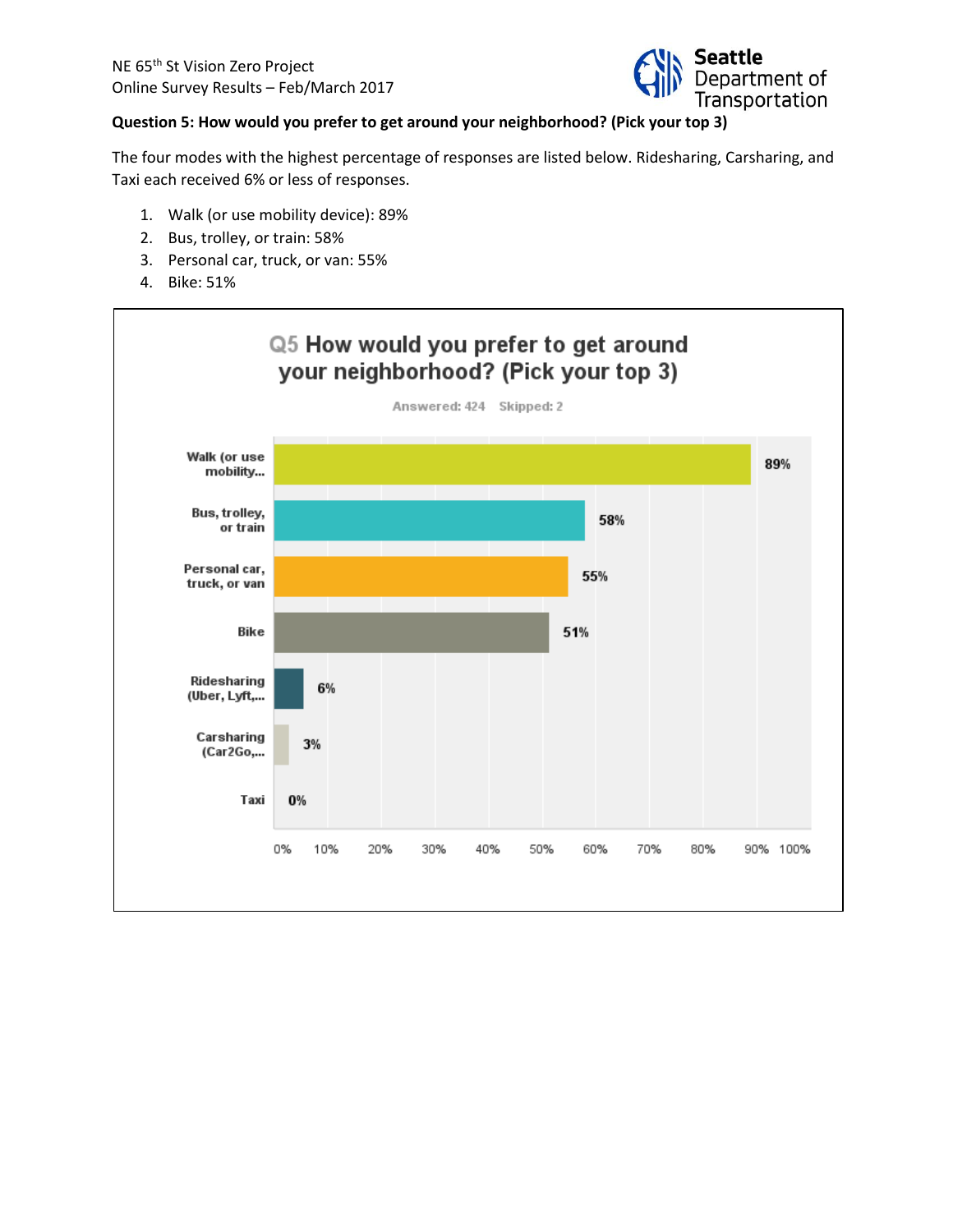Question 5: How would you prefer to get around your neighborhood? (Pick your top 3)

The four modes with the highest percentage of responses are listed below. Ridesharing, Carsharing, and Taxi each received 6% or less of responses.

1. Walk (or use mobility device): 89%
2. Bus, trolley, or train: 58%
3. Personal car, truck, or van: 55%
4. Bike: 51%

Q5 How would you prefer to get around your neighborhood? (Pick your top 3)

Answered: 424 Skipped: 2

Walk (or use mobility... 89%

Bus, trolley, or train 58%

Personal car, truck, or van 55%

Bike 51%

Ridesharing (Uber, Lyft,... 6%

Carsharing (Car2Go,... 3%

Taxi 0%

0% 10% 20% 30% 40% 50% 60% 70% 80% 90% 100%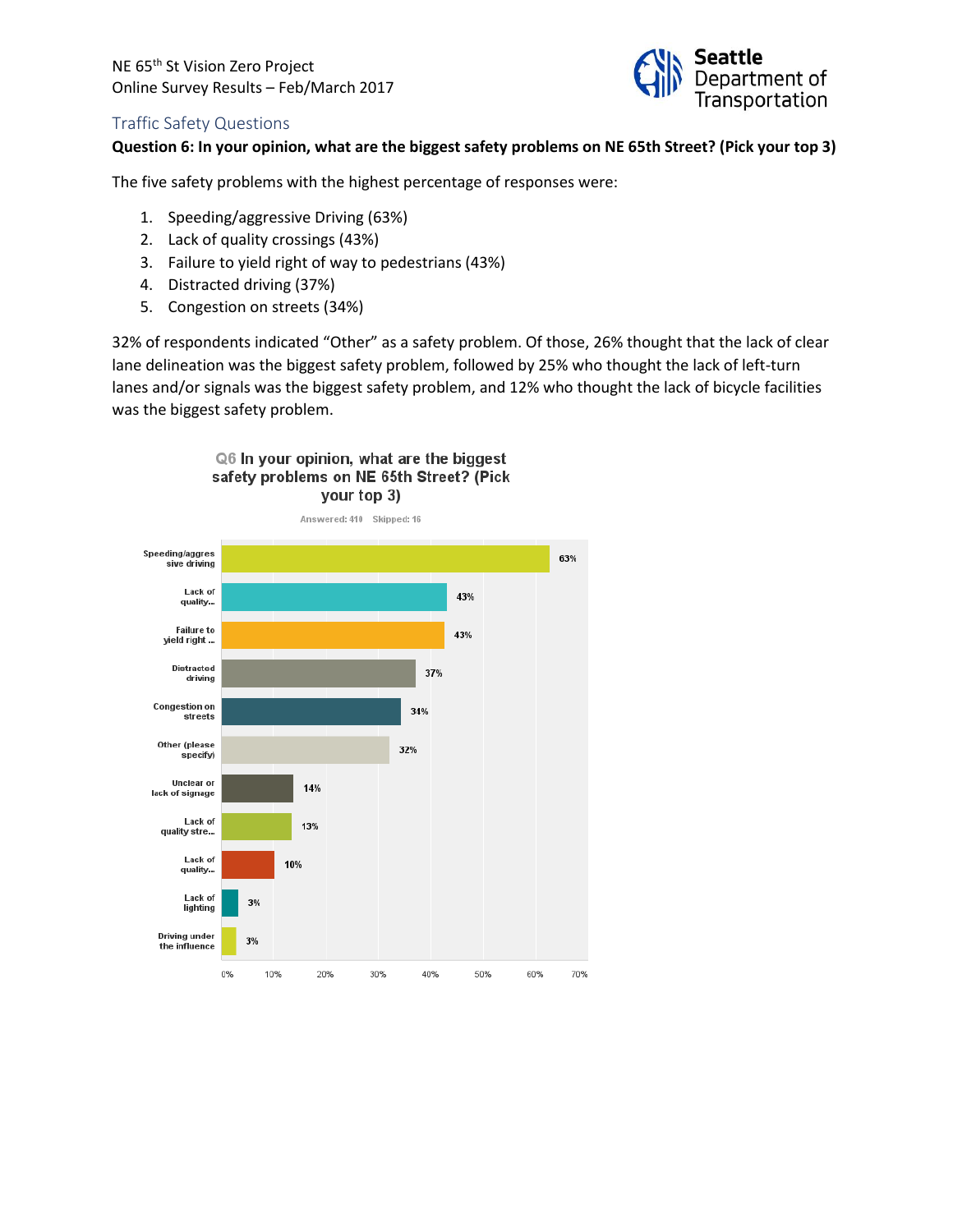## Traffic Safety Questions

**Question 6: In your opinion, what are the biggest safety problems on NE 65th Street? (Pick your top 3)**

The five safety problems with the highest percentage of responses were:

1. Speeding/aggressive Driving (63%)
2. Lack of quality crossings (43%)
3. Failure to yield right of way to pedestrians (43%)
4. Distracted driving (37%)
5. Congestion on streets (34%)

32% of respondents indicated "Other" as a safety problem. Of those, 26% thought that the lack of clear lane delineation was the biggest safety problem, followed by 25% who thought the lack of left-turn lanes and/or signals was the biggest safety problem, and 12% who thought the lack of bicycle facilities was the biggest safety problem.

Q6 In your opinion, what are the biggest safety problems on NE 65th Street? (Pick your top 3)

Answered: 410 Skipped: 16

Speeding/aggressive driving 63%
Lack of quality... 43%
Failure to yield right ... 43%
Distracted driving 37%
Congestion on streets 34%
Other (please specify) 32%
Unclear or lack of signage 14%
Lack of quality stre... 13%
Lack of quality... 10%
Lack of lighting 3%
Driving under the influence 3%

0% 10% 20% 30% 40% 50% 60% 70%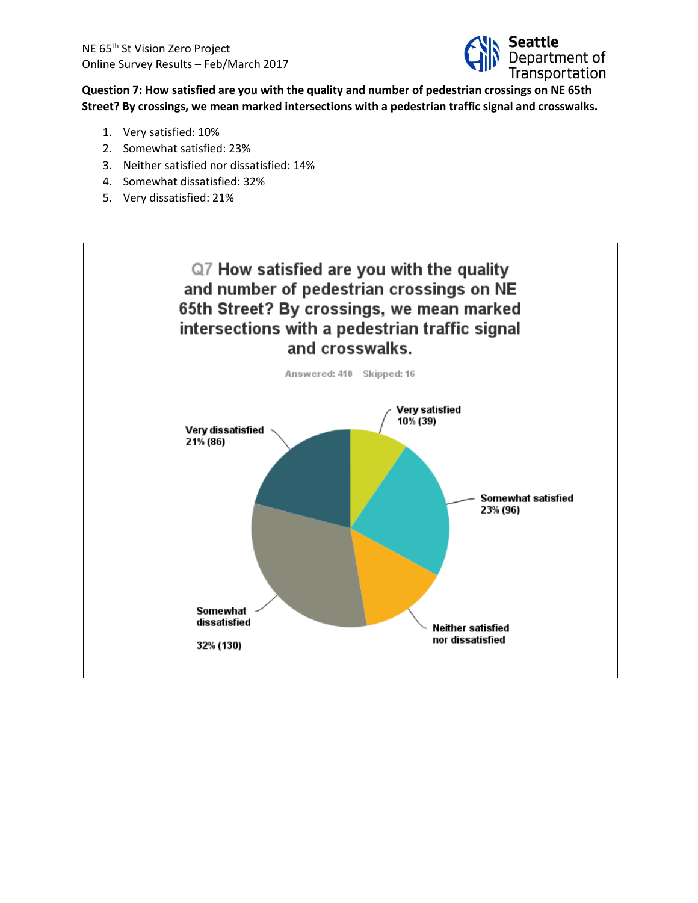**Question 7: How satisfied are you with the quality and number of pedestrian crossings on NE 65th Street? By crossings, we mean marked intersections with a pedestrian traffic signal and crosswalks.**

1. Very satisfied: 10%
2. Somewhat satisfied: 23%
3. Neither satisfied nor dissatisfied: 14%
4. Somewhat dissatisfied: 32%
5. Very dissatisfied: 21%

Q7 How satisfied are you with the quality and number of pedestrian crossings on NE 65th Street? By crossings, we mean marked intersections with a pedestrian traffic signal and crosswalks.

Answered: 410 Skipped: 16

Very satisfied 10% (39)

Somewhat satisfied 23% (96)

Neither satisfied nor dissatisfied

Somewhat dissatisfied 32% (130)

Very dissatisfied 21% (86)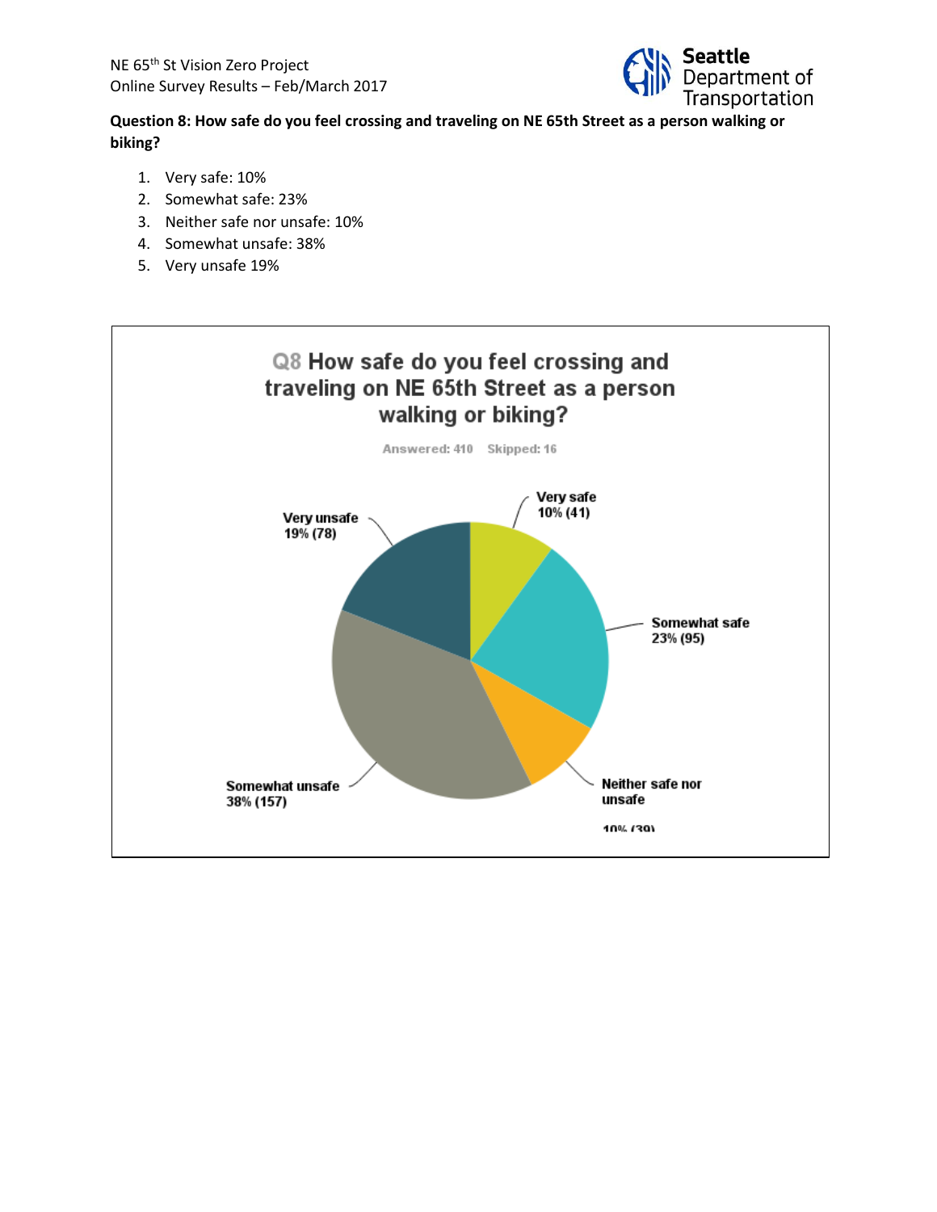**Question 8: How safe do you feel crossing and traveling on NE 65th Street as a person walking or biking?**

1. Very safe: 10%
2. Somewhat safe: 23%
3. Neither safe nor unsafe: 10%
4. Somewhat unsafe: 38%
5. Very unsafe 19%

Q8 How safe do you feel crossing and traveling on NE 65th Street as a person walking or biking?

Answered: 410 Skipped: 16

Very safe
10% (41)

Somewhat safe
23% (95)

Neither safe nor unsafe
10% (39)

Somewhat unsafe
38% (157)

Very unsafe
19% (78)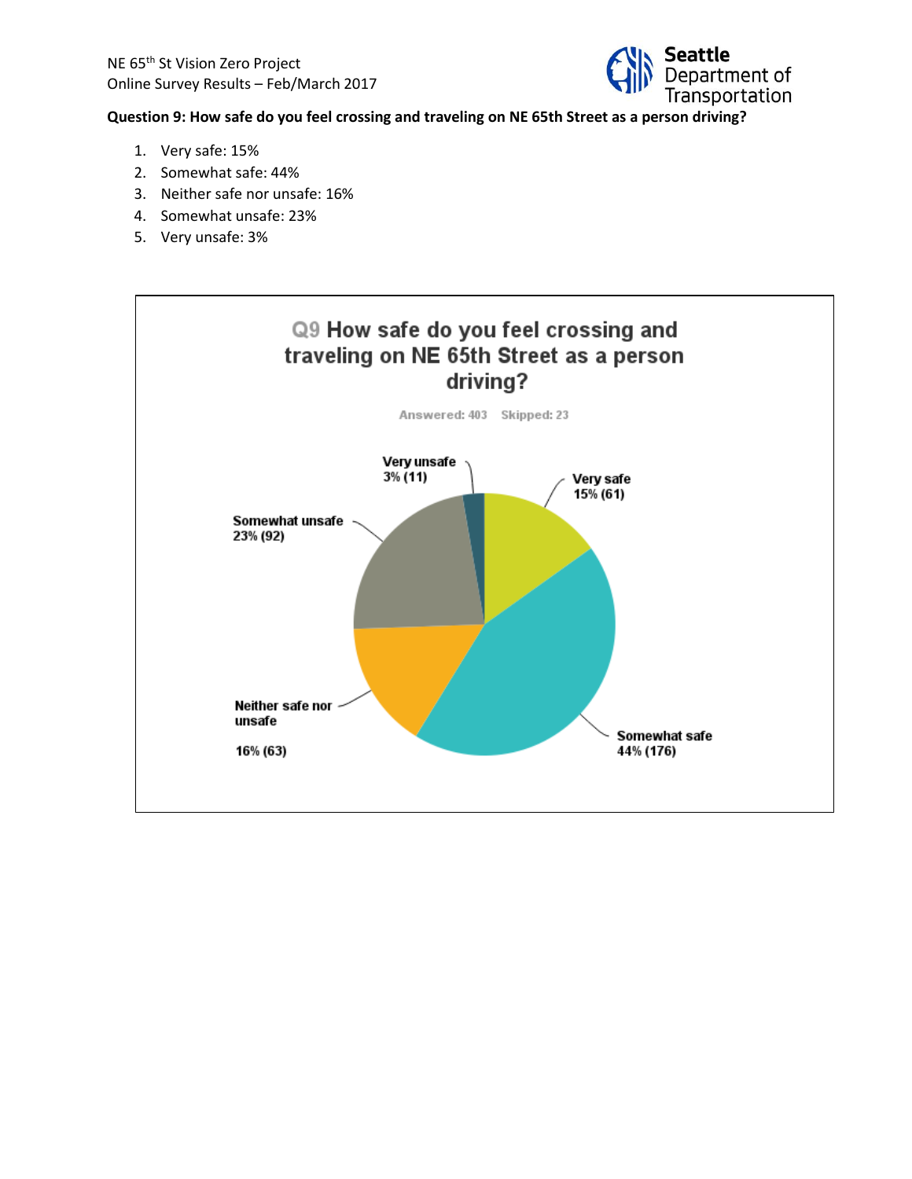**Question 9: How safe do you feel crossing and traveling on NE 65th Street as a person driving?**

1. Very safe: 15%
2. Somewhat safe: 44%
3. Neither safe nor unsafe: 16%
4. Somewhat unsafe: 23%
5. Very unsafe: 3%

Q9 How safe do you feel crossing and traveling on NE 65th Street as a person driving?

Answered: 403 Skipped: 23

Very unsafe
3% (11)

Very safe
15% (61)

Somewhat unsafe
23% (92)

Neither safe nor unsafe

16% (63)

Somewhat safe
44% (176)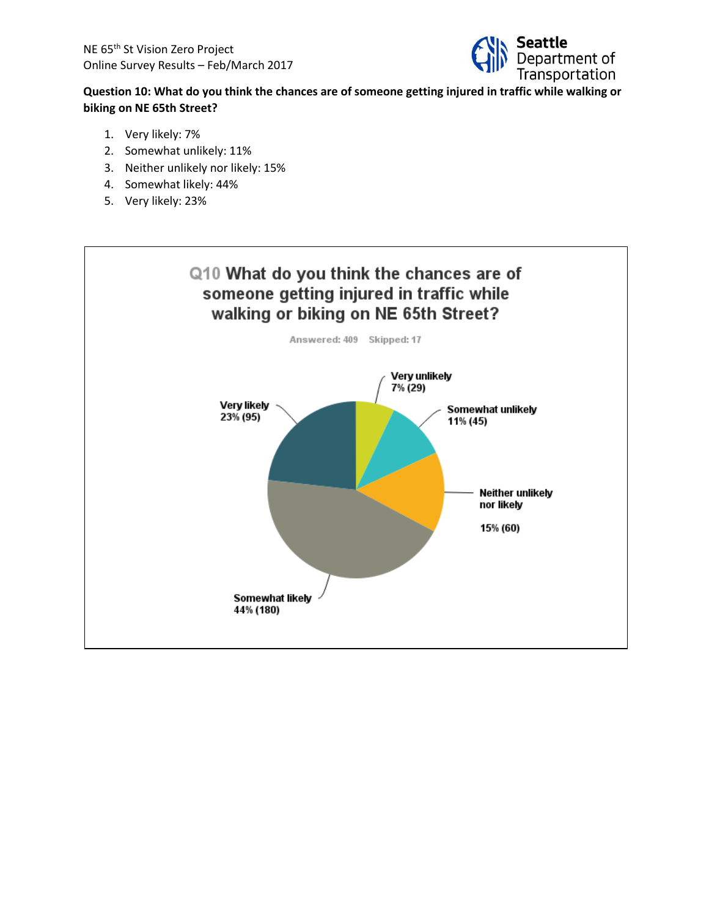**Question 10: What do you think the chances are of someone getting injured in traffic while walking or biking on NE 65th Street?**

1. Very likely: 7%
2. Somewhat unlikely: 11%
3. Neither unlikely nor likely: 15%
4. Somewhat likely: 44%
5. Very likely: 23%

Q10 What do you think the chances are of someone getting injured in traffic while walking or biking on NE 65th Street?

Answered: 409 Skipped: 17

Very unlikely
7% (29)

Somewhat unlikely
11% (45)

Neither unlikely nor likely
15% (60)

Somewhat likely
44% (180)

Very likely
23% (95)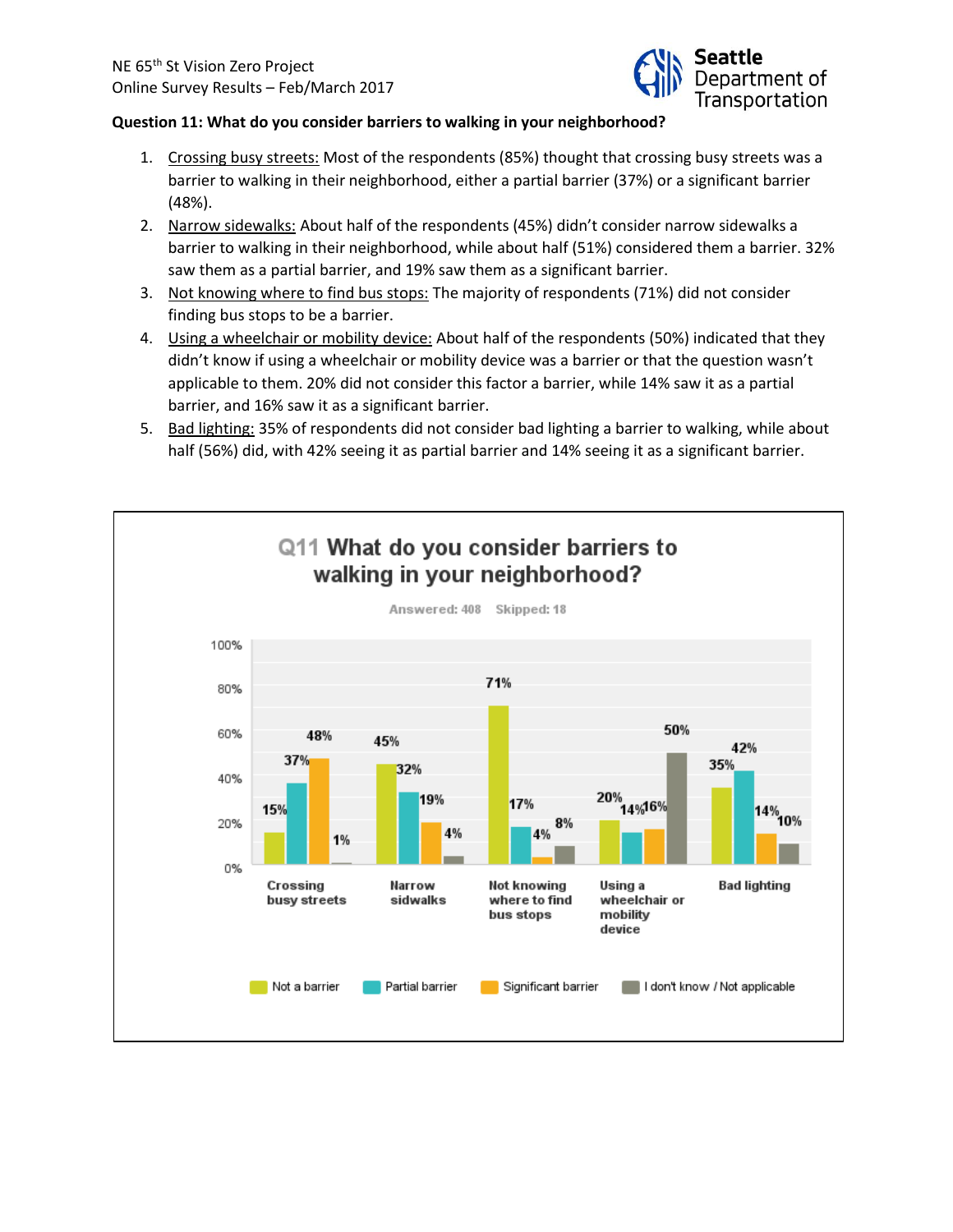**Question 11: What do you consider barriers to walking in your neighborhood?**

1. Crossing busy streets: Most of the respondents (85%) thought that crossing busy streets was a barrier to walking in their neighborhood, either a partial barrier (37%) or a significant barrier (48%).
2. Narrow sidewalks: About half of the respondents (45%) didn't consider narrow sidewalks a barrier to walking in their neighborhood, while about half (51%) considered them a barrier. 32% saw them as a partial barrier, and 19% saw them as a significant barrier.
3. Not knowing where to find bus stops: The majority of respondents (71%) did not consider finding bus stops to be a barrier.
4. Using a wheelchair or mobility device: About half of the respondents (50%) indicated that they didn't know if using a wheelchair or mobility device was a barrier or that the question wasn't applicable to them. 20% did not consider this factor a barrier, while 14% saw it as a partial barrier, and 16% saw it as a significant barrier.
5. Bad lighting: 35% of respondents did not consider bad lighting a barrier to walking, while about half (56%) did, with 42% seeing it as partial barrier and 14% seeing it as a significant barrier.

Q11 What do you consider barriers to walking in your neighborhood?

Answered: 408 Skipped: 18

100%
80%
60%
40%
20%
0%

Crossing busy streets: 15%, 37%, 48%, 1%

Narrow sidwalks: 45%, 32%, 19%, 4%

Not knowing where to find bus stops: 71%, 17%, 4%, 8%

Using a wheelchair or mobility device: 20%, 14%, 16%, 50%

Bad lighting: 35%, 42%, 14%, 10%

Not a barrier | Partial barrier | Significant barrier | I don't know / Not applicable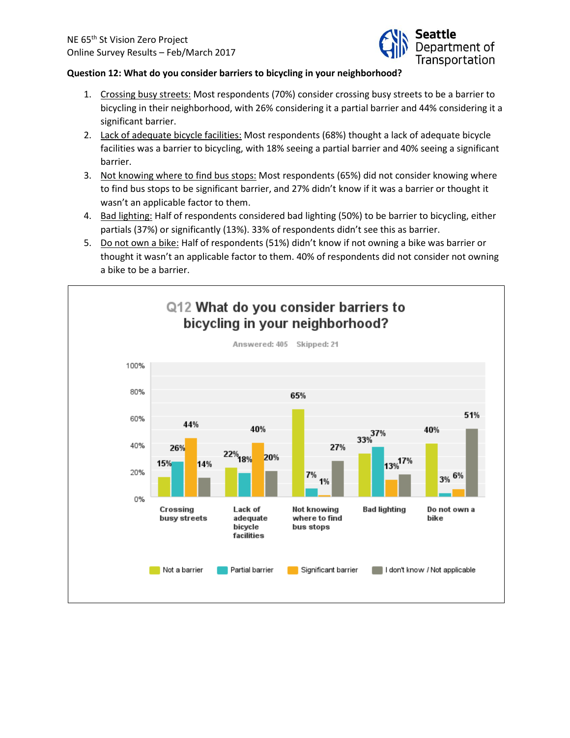**Question 12: What do you consider barriers to bicycling in your neighborhood?**

1. Crossing busy streets: Most respondents (70%) consider crossing busy streets to be a barrier to bicycling in their neighborhood, with 26% considering it a partial barrier and 44% considering it a significant barrier.
2. Lack of adequate bicycle facilities: Most respondents (68%) thought a lack of adequate bicycle facilities was a barrier to bicycling, with 18% seeing a partial barrier and 40% seeing a significant barrier.
3. Not knowing where to find bus stops: Most respondents (65%) did not consider knowing where to find bus stops to be significant barrier, and 27% didn't know if it was a barrier or thought it wasn't an applicable factor to them.
4. Bad lighting: Half of respondents considered bad lighting (50%) to be barrier to bicycling, either partials (37%) or significantly (13%). 33% of respondents didn't see this as barrier.
5. Do not own a bike: Half of respondents (51%) didn't know if not owning a bike was barrier or thought it wasn't an applicable factor to them. 40% of respondents did not consider not owning a bike to be a barrier.

Q12 What do you consider barriers to bicycling in your neighborhood?

Answered: 405 Skipped: 21

100%
80%
60%
40%
20%
0%

Crossing busy streets: 15%, 26%, 44%, 14%

Lack of adequate bicycle facilities: 22%, 18%, 40%, 20%

Not knowing where to find bus stops: 65%, 7%, 1%, 27%

Bad lighting: 33%, 37%, 13%, 17%

Do not own a bike: 40%, 3%, 6%, 51%

Not a barrier
Partial barrier
Significant barrier
I don't know / Not applicable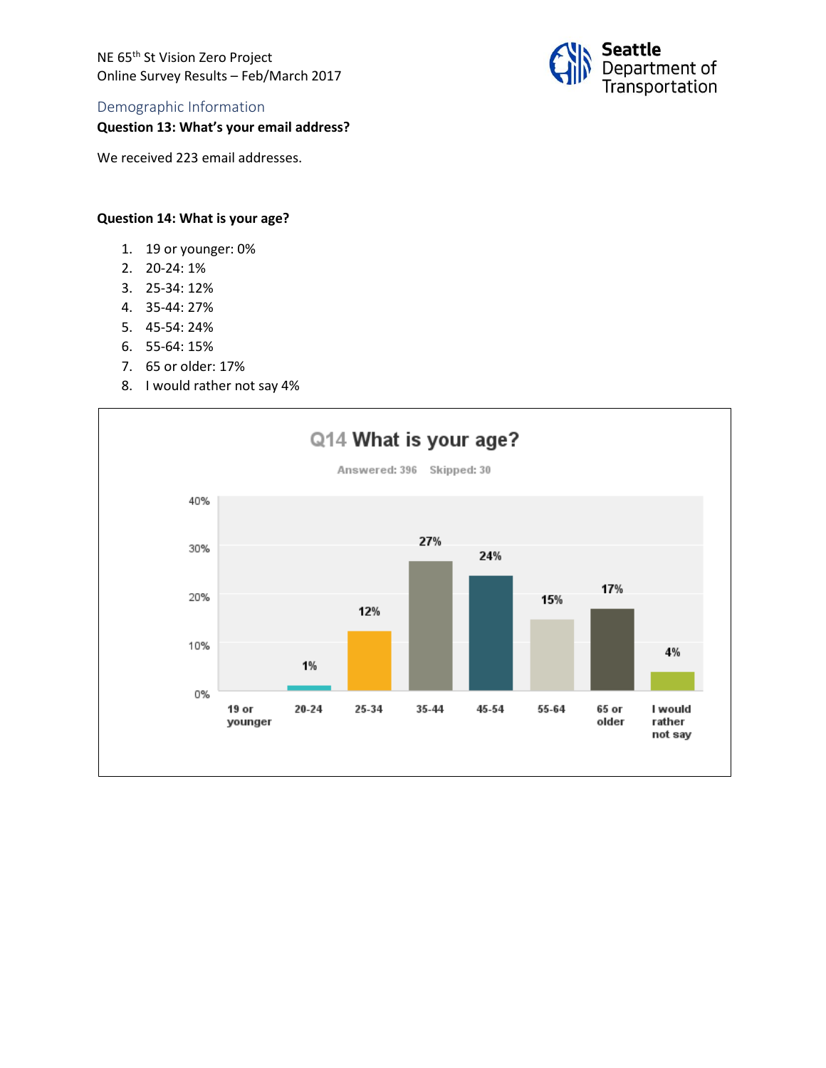NE 65th St Vision Zero Project
Online Survey Results – Feb/March 2017

Seattle Department of Transportation

## Demographic Information

**Question 13: What's your email address?**

We received 223 email addresses.

**Question 14: What is your age?**

1. 19 or younger: 0%
2. 20-24: 1%
3. 25-34: 12%
4. 35-44: 27%
5. 45-54: 24%
6. 55-64: 15%
7. 65 or older: 17%
8. I would rather not say 4%

Q14 What is your age?

Answered: 396 Skipped: 30

40%
30%
20%
10%
0%

1%
12%
27%
24%
15%
17%
4%

19 or younger
20-24
25-34
35-44
45-54
55-64
65 or older
I would rather not say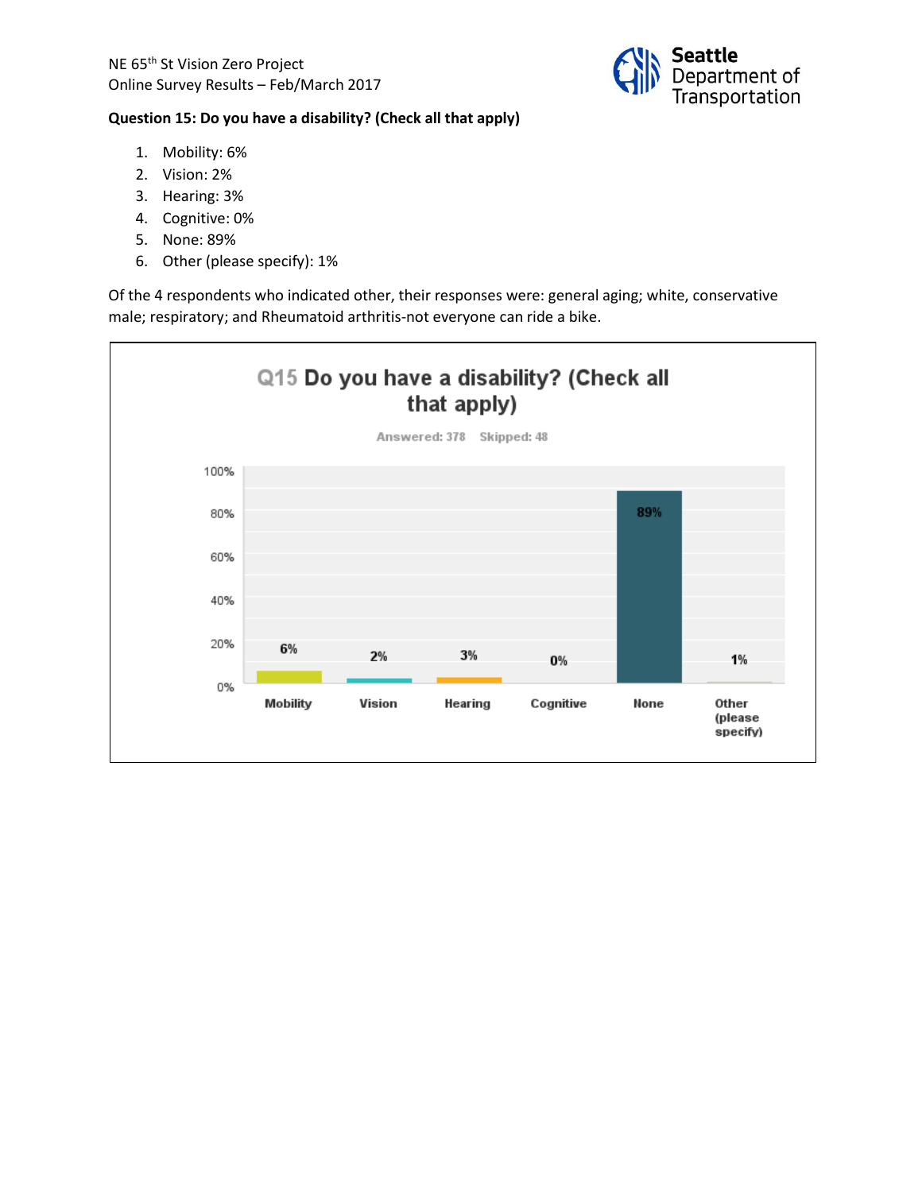**Question 15: Do you have a disability? (Check all that apply)**

1. Mobility: 6%
2. Vision: 2%
3. Hearing: 3%
4. Cognitive: 0%
5. None: 89%
6. Other (please specify): 1%

Of the 4 respondents who indicated other, their responses were: general aging; white, conservative male; respiratory; and Rheumatoid arthritis-not everyone can ride a bike.

Q15 Do you have a disability? (Check all that apply)

Answered: 378 Skipped: 48

100%
80%
60%
40%
20%
0%

6%
2%
3%
0%
89%
1%

Mobility
Vision
Hearing
Cognitive
None
Other (please specify)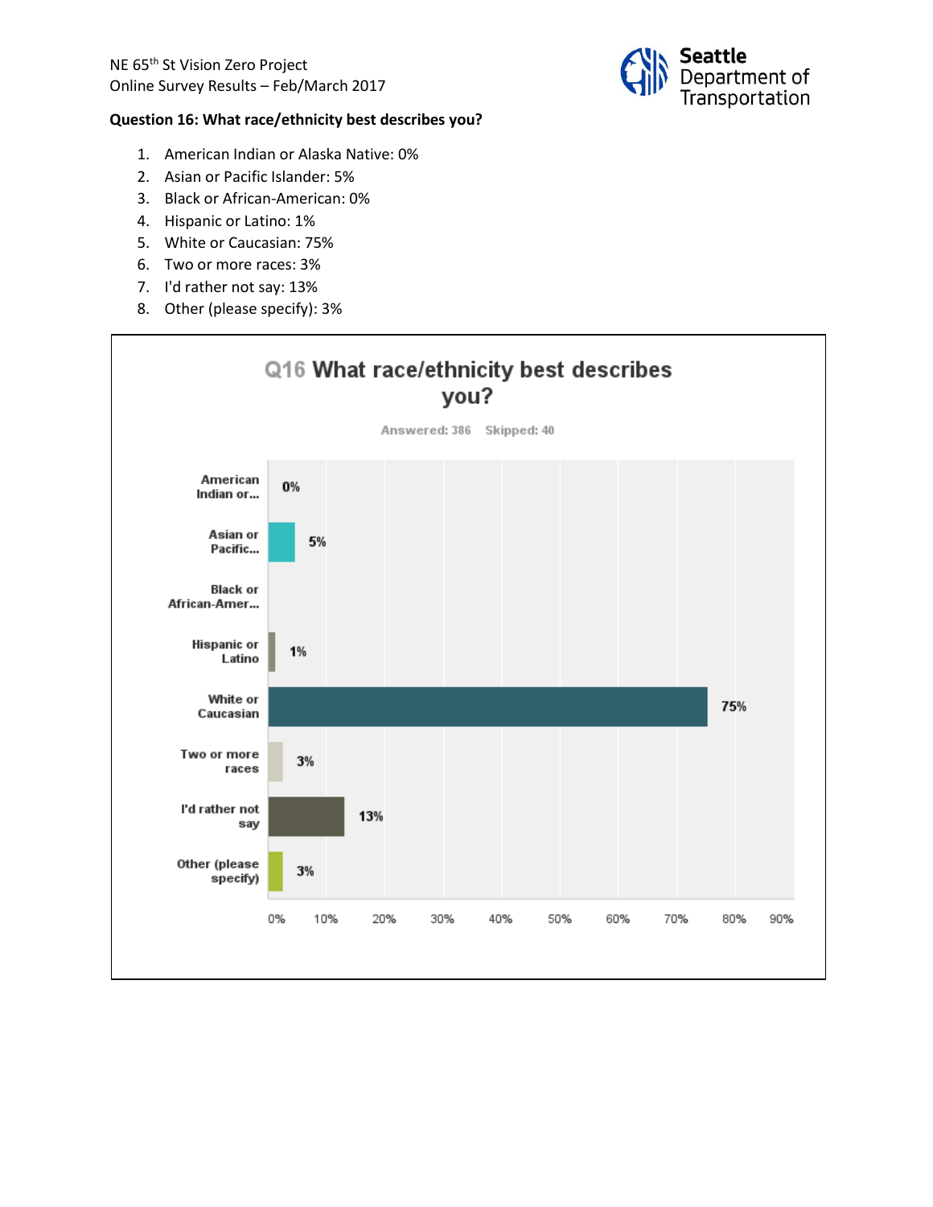**Question 16: What race/ethnicity best describes you?**

1. American Indian or Alaska Native: 0%
2. Asian or Pacific Islander: 5%
3. Black or African-American: 0%
4. Hispanic or Latino: 1%
5. White or Caucasian: 75%
6. Two or more races: 3%
7. I'd rather not say: 13%
8. Other (please specify): 3%

Q16 What race/ethnicity best describes you?

Answered: 386 Skipped: 40

American Indian or... 0%

Asian or Pacific... 5%

Black or African-Amer...

Hispanic or Latino 1%

White or Caucasian 75%

Two or more races 3%

I'd rather not say 13%

Other (please specify) 3%

0% 10% 20% 30% 40% 50% 60% 70% 80% 90%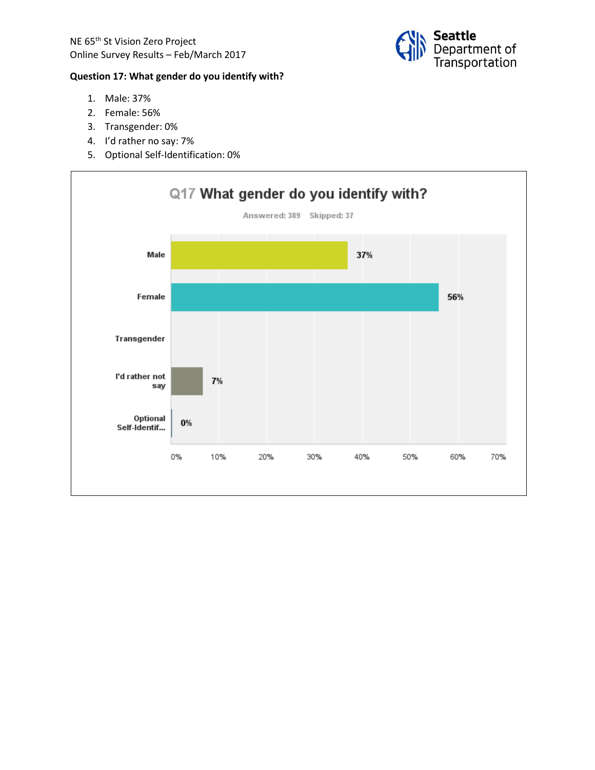NE 65th St Vision Zero Project
Online Survey Results – Feb/March 2017

### Question 17: What gender do you identify with?

1. Male: 37%
2. Female: 56%
3. Transgender: 0%
4. I'd rather no say: 7%
5. Optional Self-Identification: 0%

Q17 What gender do you identify with?

Answered: 389 Skipped: 37

Male 37%
Female 56%
Transgender
I'd rather not say 7%
Optional Self-Identif... 0%

0% 10% 20% 30% 40% 50% 60% 70%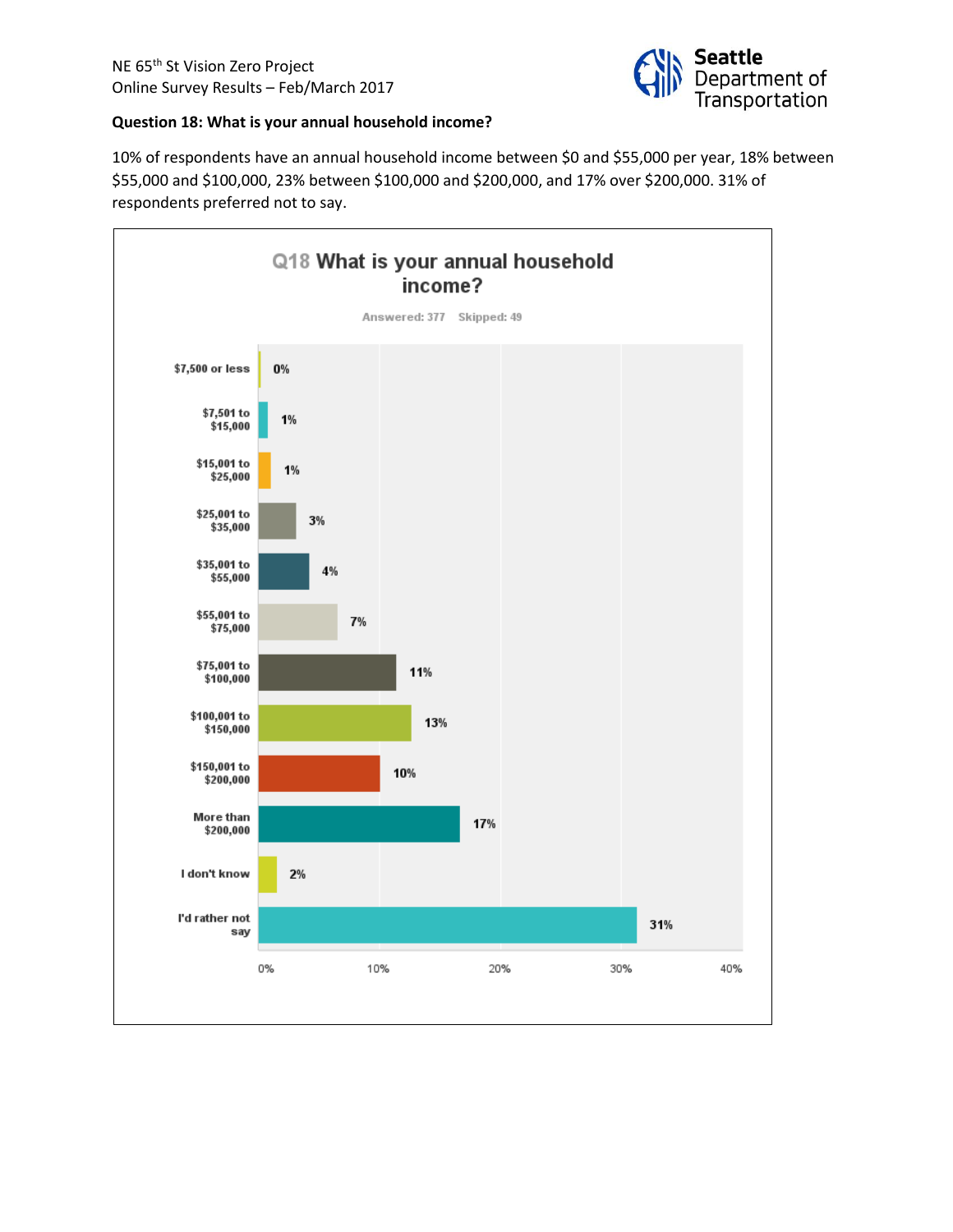**Question 18: What is your annual household income?**

10% of respondents have an annual household income between $0 and $55,000 per year, 18% between $55,000 and $100,000, 23% between $100,000 and $200,000, and 17% over $200,000. 31% of respondents preferred not to say.

Q18 What is your annual household income?

Answered: 377 Skipped: 49

$7,500 or less 0%
$7,501 to $15,000 1%
$15,001 to $25,000 1%
$25,001 to $35,000 3%
$35,001 to $55,000 4%
$55,001 to $75,000 7%
$75,001 to $100,000 11%
$100,001 to $150,000 13%
$150,001 to $200,000 10%
More than $200,000 17%
I don't know 2%
I'd rather not say 31%

0% 10% 20% 30% 40%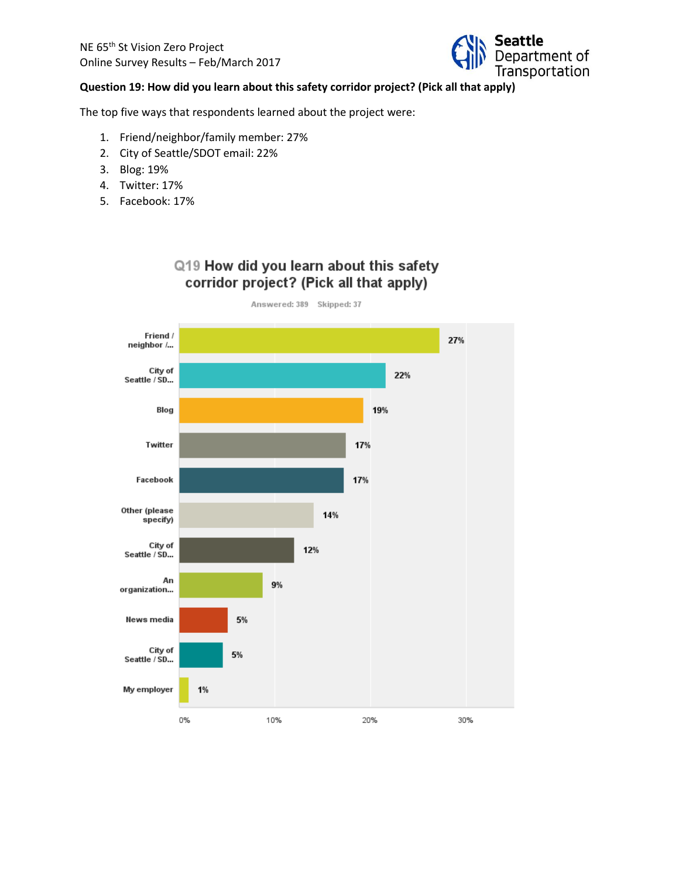**Question 19: How did you learn about this safety corridor project? (Pick all that apply)**

The top five ways that respondents learned about the project were:

1. Friend/neighbor/family member: 27%
2. City of Seattle/SDOT email: 22%
3. Blog: 19%
4. Twitter: 17%
5. Facebook: 17%

Q19 How did you learn about this safety corridor project? (Pick all that apply)

Answered: 389 Skipped: 37

Friend / neighbor /... 27%
City of Seattle / SD... 22%
Blog 19%
Twitter 17%
Facebook 17%
Other (please specify) 14%
City of Seattle / SD... 12%
An organization... 9%
News media 5%
City of Seattle / SD... 5%
My employer 1%

0% 10% 20% 30%